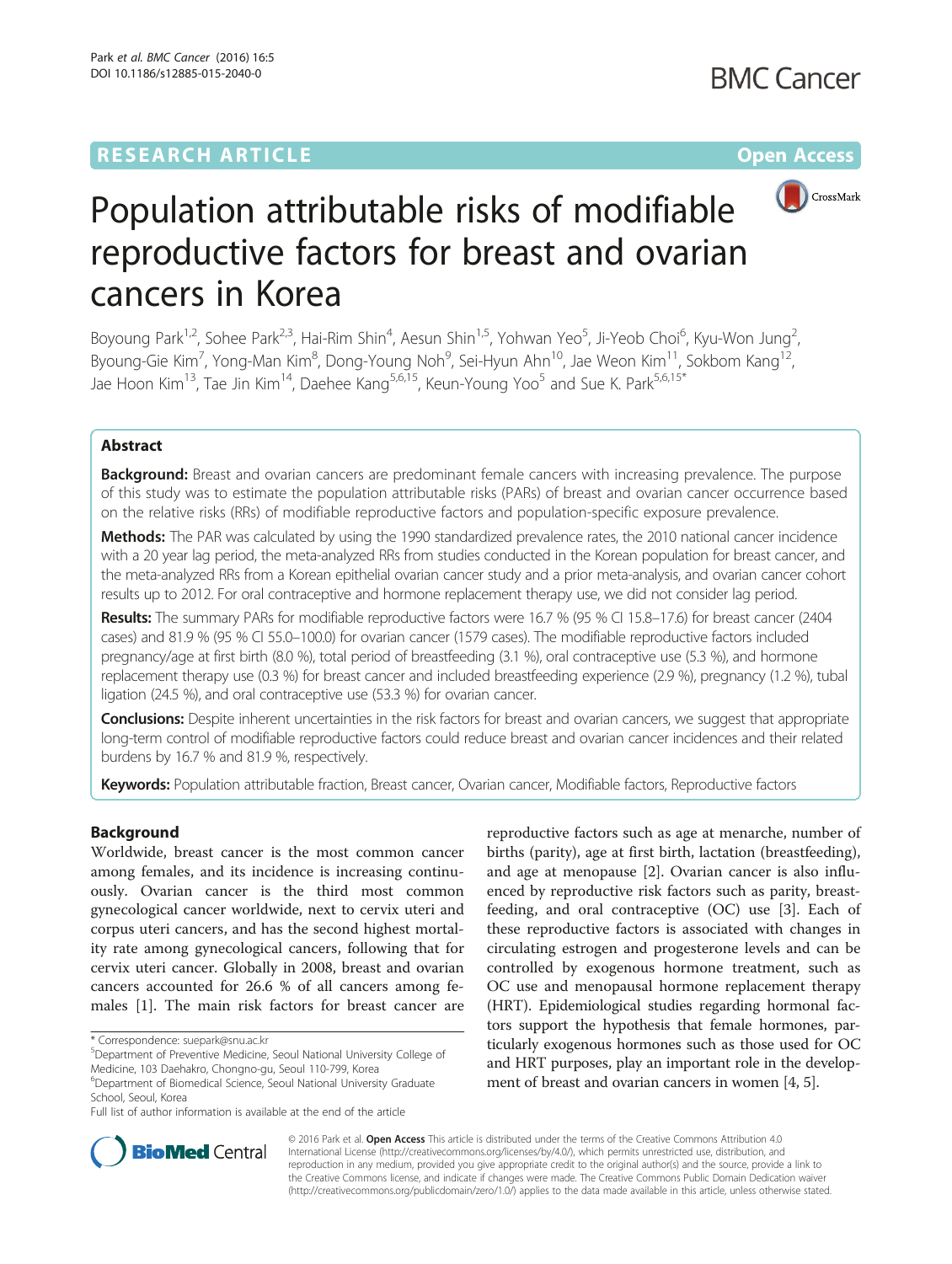RESEARCH ARTICLE

Open Access

# Population attributable risks of modifiable reproductive factors for breast and ovarian cancers in Korea

Boyoung Park[1,2], Sohee Park[2,3], Hai-Rim Shin[4], Aesun Shin[1,5], Yohwan Yeo[5], Ji-Yeob Choi[6], Kyu-Won Jung[2], Byoung-Gie Kim[7], Yong-Man Kim[8], Dong-Young Noh[9], Sei-Hyun Ahn[10], Jae Weon Kim[11], Sokbom Kang[12], Jae Hoon Kim[13], Tae Jin Kim[14], Daehee Kang[5,6,15], Keun-Young Yoo[5] and Sue K. Park[5,6,15*]

## Abstract

**Background:** Breast and ovarian cancers are predominant female cancers with increasing prevalence. The purpose of this study was to estimate the population attributable risks (PARs) of breast and ovarian cancer occurrence based on the relative risks (RRs) of modifiable reproductive factors and population-specific exposure prevalence.

**Methods:** The PAR was calculated by using the 1990 standardized prevalence rates, the 2010 national cancer incidence with a 20 year lag period, the meta-analyzed RRs from studies conducted in the Korean population for breast cancer, and the meta-analyzed RRs from a Korean epithelial ovarian cancer study and a prior meta-analysis, and ovarian cancer cohort results up to 2012. For oral contraceptive and hormone replacement therapy use, we did not consider lag period.

**Results:** The summary PARs for modifiable reproductive factors were 16.7 % (95 % CI 15.8–17.6) for breast cancer (2404 cases) and 81.9 % (95 % CI 55.0–100.0) for ovarian cancer (1579 cases). The modifiable reproductive factors included pregnancy/age at first birth (8.0 %), total period of breastfeeding (3.1 %), oral contraceptive use (5.3 %), and hormone replacement therapy use (0.3 %) for breast cancer and included breastfeeding experience (2.9 %), pregnancy (1.2 %), tubal ligation (24.5 %), and oral contraceptive use (53.3 %) for ovarian cancer.

**Conclusions:** Despite inherent uncertainties in the risk factors for breast and ovarian cancers, we suggest that appropriate long-term control of modifiable reproductive factors could reduce breast and ovarian cancer incidences and their related burdens by 16.7 % and 81.9 %, respectively.

**Keywords:** Population attributable fraction, Breast cancer, Ovarian cancer, Modifiable factors, Reproductive factors

## Background

Worldwide, breast cancer is the most common cancer among females, and its incidence is increasing continuously. Ovarian cancer is the third most common gynecological cancer worldwide, next to cervix uteri and corpus uteri cancers, and has the second highest mortality rate among gynecological cancers, following that for cervix uteri cancer. Globally in 2008, breast and ovarian cancers accounted for 26.6 % of all cancers among females [1]. The main risk factors for breast cancer are reproductive factors such as age at menarche, number of births (parity), age at first birth, lactation (breastfeeding), and age at menopause [2]. Ovarian cancer is also influenced by reproductive risk factors such as parity, breastfeeding, and oral contraceptive (OC) use [3]. Each of these reproductive factors is associated with changes in circulating estrogen and progesterone levels and can be controlled by exogenous hormone treatment, such as OC use and menopausal hormone replacement therapy (HRT). Epidemiological studies regarding hormonal factors support the hypothesis that female hormones, particularly exogenous hormones such as those used for OC and HRT purposes, play an important role in the development of breast and ovarian cancers in women [4, 5].

* Correspondence: suepark@snu.ac.kr

[5]Department of Preventive Medicine, Seoul National University College of Medicine, 103 Daehakro, Chongno-gu, Seoul 110-799, Korea

[6]Department of Biomedical Science, Seoul National University Graduate School, Seoul, Korea

Full list of author information is available at the end of the article

© 2016 Park et al. **Open Access** This article is distributed under the terms of the Creative Commons Attribution 4.0 International License (http://creativecommons.org/licenses/by/4.0/), which permits unrestricted use, distribution, and reproduction in any medium, provided you give appropriate credit to the original author(s) and the source, provide a link to the Creative Commons license, and indicate if changes were made. The Creative Commons Public Domain Dedication waiver (http://creativecommons.org/publicdomain/zero/1.0/) applies to the data made available in this article, unless otherwise stated.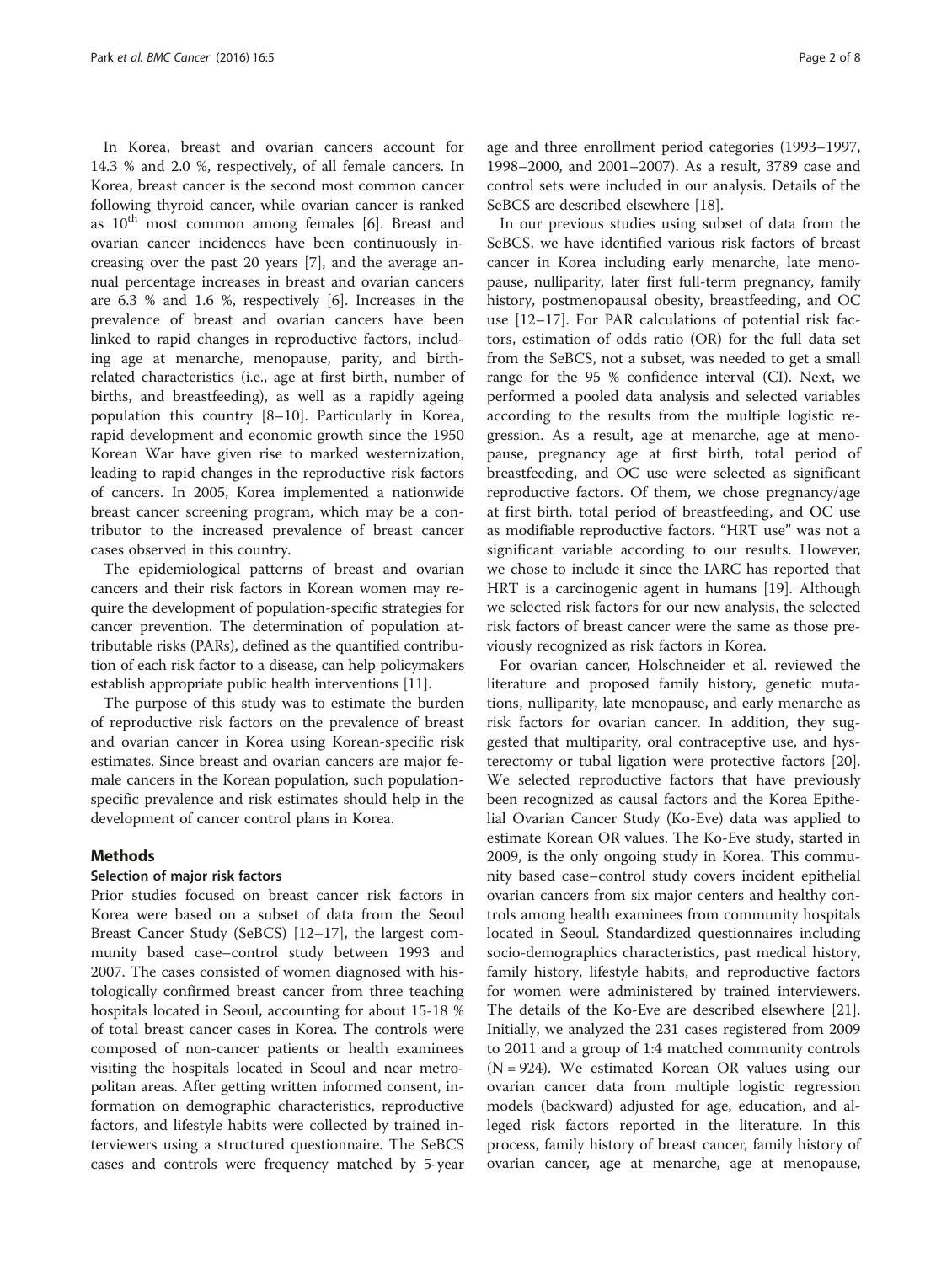In Korea, breast and ovarian cancers account for 14.3 % and 2.0 %, respectively, of all female cancers. In Korea, breast cancer is the second most common cancer following thyroid cancer, while ovarian cancer is ranked as 10th most common among females [6]. Breast and ovarian cancer incidences have been continuously increasing over the past 20 years [7], and the average annual percentage increases in breast and ovarian cancers are 6.3 % and 1.6 %, respectively [6]. Increases in the prevalence of breast and ovarian cancers have been linked to rapid changes in reproductive factors, including age at menarche, menopause, parity, and birth-related characteristics (i.e., age at first birth, number of births, and breastfeeding), as well as a rapidly ageing population this country [8–10]. Particularly in Korea, rapid development and economic growth since the 1950 Korean War have given rise to marked westernization, leading to rapid changes in the reproductive risk factors of cancers. In 2005, Korea implemented a nationwide breast cancer screening program, which may be a contributor to the increased prevalence of breast cancer cases observed in this country.

The epidemiological patterns of breast and ovarian cancers and their risk factors in Korean women may require the development of population-specific strategies for cancer prevention. The determination of population attributable risks (PARs), defined as the quantified contribution of each risk factor to a disease, can help policymakers establish appropriate public health interventions [11].

The purpose of this study was to estimate the burden of reproductive risk factors on the prevalence of breast and ovarian cancer in Korea using Korean-specific risk estimates. Since breast and ovarian cancers are major female cancers in the Korean population, such population-specific prevalence and risk estimates should help in the development of cancer control plans in Korea.

## Methods

### Selection of major risk factors

Prior studies focused on breast cancer risk factors in Korea were based on a subset of data from the Seoul Breast Cancer Study (SeBCS) [12–17], the largest community based case–control study between 1993 and 2007. The cases consisted of women diagnosed with histologically confirmed breast cancer from three teaching hospitals located in Seoul, accounting for about 15-18 % of total breast cancer cases in Korea. The controls were composed of non-cancer patients or health examinees visiting the hospitals located in Seoul and near metropolitan areas. After getting written informed consent, information on demographic characteristics, reproductive factors, and lifestyle habits were collected by trained interviewers using a structured questionnaire. The SeBCS cases and controls were frequency matched by 5-year age and three enrollment period categories (1993–1997, 1998–2000, and 2001–2007). As a result, 3789 case and control sets were included in our analysis. Details of the SeBCS are described elsewhere [18].

In our previous studies using subset of data from the SeBCS, we have identified various risk factors of breast cancer in Korea including early menarche, late menopause, nulliparity, later first full-term pregnancy, family history, postmenopausal obesity, breastfeeding, and OC use [12–17]. For PAR calculations of potential risk factors, estimation of odds ratio (OR) for the full data set from the SeBCS, not a subset, was needed to get a small range for the 95 % confidence interval (CI). Next, we performed a pooled data analysis and selected variables according to the results from the multiple logistic regression. As a result, age at menarche, age at menopause, pregnancy age at first birth, total period of breastfeeding, and OC use were selected as significant reproductive factors. Of them, we chose pregnancy/age at first birth, total period of breastfeeding, and OC use as modifiable reproductive factors. "HRT use" was not a significant variable according to our results. However, we chose to include it since the IARC has reported that HRT is a carcinogenic agent in humans [19]. Although we selected risk factors for our new analysis, the selected risk factors of breast cancer were the same as those previously recognized as risk factors in Korea.

For ovarian cancer, Holschneider et al. reviewed the literature and proposed family history, genetic mutations, nulliparity, late menopause, and early menarche as risk factors for ovarian cancer. In addition, they suggested that multiparity, oral contraceptive use, and hysterectomy or tubal ligation were protective factors [20]. We selected reproductive factors that have previously been recognized as causal factors and the Korea Epithelial Ovarian Cancer Study (Ko-Eve) data was applied to estimate Korean OR values. The Ko-Eve study, started in 2009, is the only ongoing study in Korea. This community based case–control study covers incident epithelial ovarian cancers from six major centers and healthy controls among health examinees from community hospitals located in Seoul. Standardized questionnaires including socio-demographics characteristics, past medical history, family history, lifestyle habits, and reproductive factors for women were administered by trained interviewers. The details of the Ko-Eve are described elsewhere [21]. Initially, we analyzed the 231 cases registered from 2009 to 2011 and a group of 1:4 matched community controls (N = 924). We estimated Korean OR values using our ovarian cancer data from multiple logistic regression models (backward) adjusted for age, education, and alleged risk factors reported in the literature. In this process, family history of breast cancer, family history of ovarian cancer, age at menarche, age at menopause,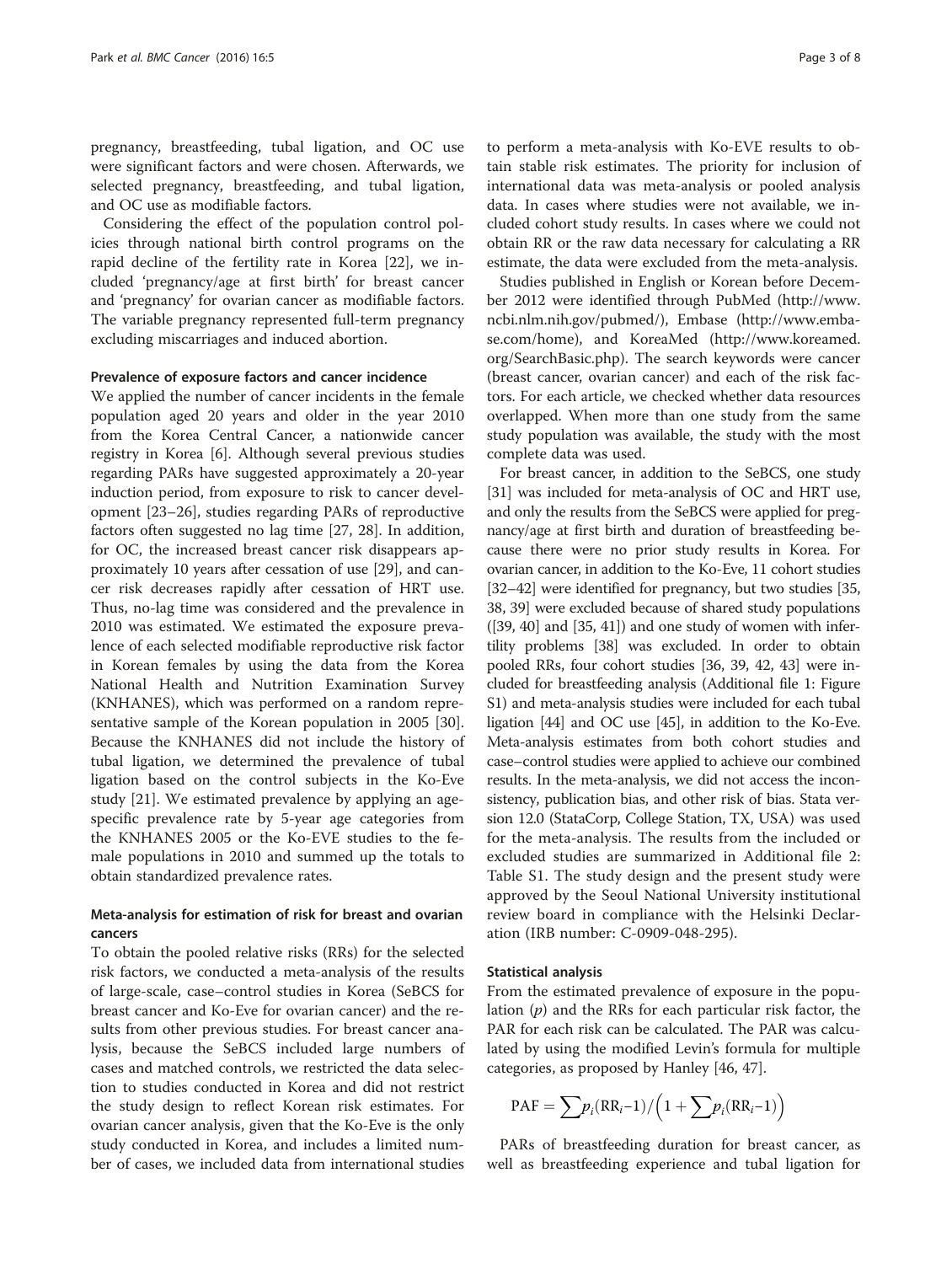pregnancy, breastfeeding, tubal ligation, and OC use were significant factors and were chosen. Afterwards, we selected pregnancy, breastfeeding, and tubal ligation, and OC use as modifiable factors.

Considering the effect of the population control policies through national birth control programs on the rapid decline of the fertility rate in Korea [22], we included 'pregnancy/age at first birth' for breast cancer and 'pregnancy' for ovarian cancer as modifiable factors. The variable pregnancy represented full-term pregnancy excluding miscarriages and induced abortion.

#### Prevalence of exposure factors and cancer incidence

We applied the number of cancer incidents in the female population aged 20 years and older in the year 2010 from the Korea Central Cancer, a nationwide cancer registry in Korea [6]. Although several previous studies regarding PARs have suggested approximately a 20-year induction period, from exposure to risk to cancer development [23–26], studies regarding PARs of reproductive factors often suggested no lag time [27, 28]. In addition, for OC, the increased breast cancer risk disappears approximately 10 years after cessation of use [29], and cancer risk decreases rapidly after cessation of HRT use. Thus, no-lag time was considered and the prevalence in 2010 was estimated. We estimated the exposure prevalence of each selected modifiable reproductive risk factor in Korean females by using the data from the Korea National Health and Nutrition Examination Survey (KNHANES), which was performed on a random representative sample of the Korean population in 2005 [30]. Because the KNHANES did not include the history of tubal ligation, we determined the prevalence of tubal ligation based on the control subjects in the Ko-Eve study [21]. We estimated prevalence by applying an age-specific prevalence rate by 5-year age categories from the KNHANES 2005 or the Ko-EVE studies to the female populations in 2010 and summed up the totals to obtain standardized prevalence rates.

### Meta-analysis for estimation of risk for breast and ovarian cancers

To obtain the pooled relative risks (RRs) for the selected risk factors, we conducted a meta-analysis of the results of large-scale, case–control studies in Korea (SeBCS for breast cancer and Ko-Eve for ovarian cancer) and the results from other previous studies. For breast cancer analysis, because the SeBCS included large numbers of cases and matched controls, we restricted the data selection to studies conducted in Korea and did not restrict the study design to reflect Korean risk estimates. For ovarian cancer analysis, given that the Ko-Eve is the only study conducted in Korea, and includes a limited number of cases, we included data from international studies to perform a meta-analysis with Ko-EVE results to obtain stable risk estimates. The priority for inclusion of international data was meta-analysis or pooled analysis data. In cases where studies were not available, we included cohort study results. In cases where we could not obtain RR or the raw data necessary for calculating a RR estimate, the data were excluded from the meta-analysis.

Studies published in English or Korean before December 2012 were identified through PubMed (http://www.ncbi.nlm.nih.gov/pubmed/), Embase (http://www.embase.com/home), and KoreaMed (http://www.koreamed.org/SearchBasic.php). The search keywords were cancer (breast cancer, ovarian cancer) and each of the risk factors. For each article, we checked whether data resources overlapped. When more than one study from the same study population was available, the study with the most complete data was used.

For breast cancer, in addition to the SeBCS, one study [31] was included for meta-analysis of OC and HRT use, and only the results from the SeBCS were applied for pregnancy/age at first birth and duration of breastfeeding because there were no prior study results in Korea. For ovarian cancer, in addition to the Ko-Eve, 11 cohort studies [32–42] were identified for pregnancy, but two studies [35, 38, 39] were excluded because of shared study populations ([39, 40] and [35, 41]) and one study of women with infertility problems [38] was excluded. In order to obtain pooled RRs, four cohort studies [36, 39, 42, 43] were included for breastfeeding analysis (Additional file 1: Figure S1) and meta-analysis studies were included for each tubal ligation [44] and OC use [45], in addition to the Ko-Eve. Meta-analysis estimates from both cohort studies and case–control studies were applied to achieve our combined results. In the meta-analysis, we did not access the inconsistency, publication bias, and other risk of bias. Stata version 12.0 (StataCorp, College Station, TX, USA) was used for the meta-analysis. The results from the included or excluded studies are summarized in Additional file 2: Table S1. The study design and the present study were approved by the Seoul National University institutional review board in compliance with the Helsinki Declaration (IRB number: C-0909-048-295).

#### Statistical analysis

From the estimated prevalence of exposure in the population ($p$) and the RRs for each particular risk factor, the PAR for each risk can be calculated. The PAR was calculated by using the modified Levin's formula for multiple categories, as proposed by Hanley [46, 47].

$$\mathrm{PAF} = \sum p_i(\mathrm{RR}_i - 1) / \left(1 + \sum p_i(\mathrm{RR}_i - 1)\right)$$

PARs of breastfeeding duration for breast cancer, as well as breastfeeding experience and tubal ligation for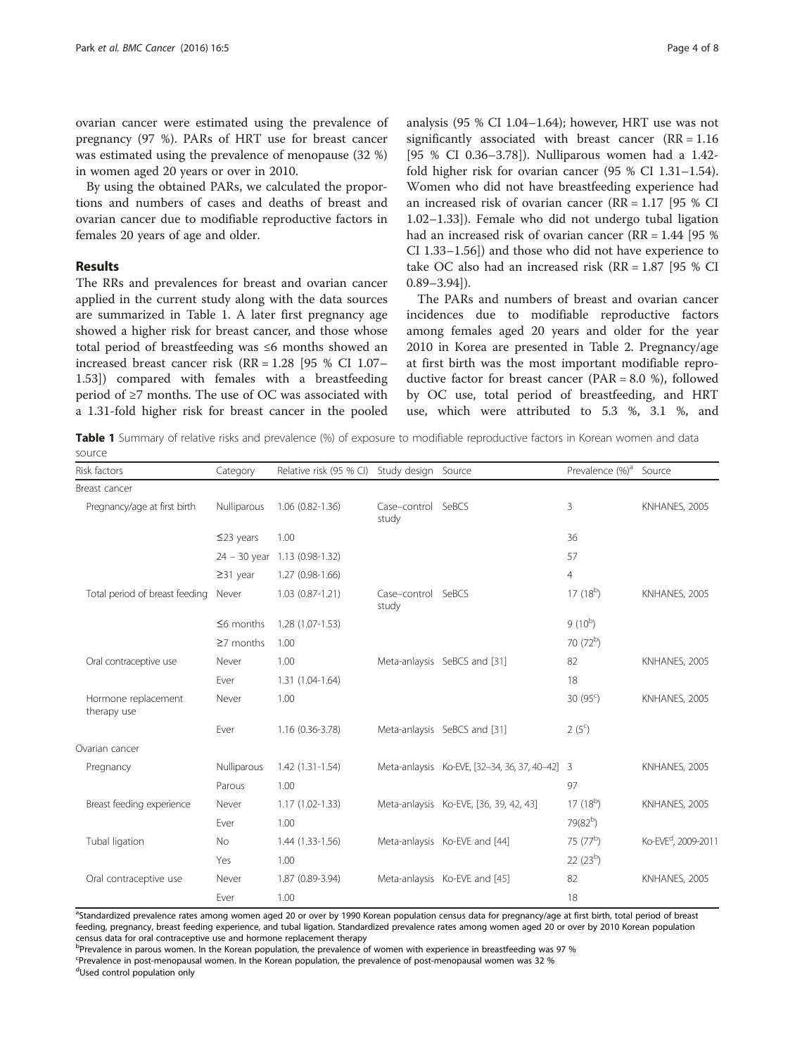ovarian cancer were estimated using the prevalence of pregnancy (97 %). PARs of HRT use for breast cancer was estimated using the prevalence of menopause (32 %) in women aged 20 years or over in 2010.

By using the obtained PARs, we calculated the proportions and numbers of cases and deaths of breast and ovarian cancer due to modifiable reproductive factors in females 20 years of age and older.

## Results

The RRs and prevalences for breast and ovarian cancer applied in the current study along with the data sources are summarized in Table 1. A later first pregnancy age showed a higher risk for breast cancer, and those whose total period of breastfeeding was ≤6 months showed an increased breast cancer risk (RR = 1.28 [95 % CI 1.07–1.53]) compared with females with a breastfeeding period of ≥7 months. The use of OC was associated with a 1.31-fold higher risk for breast cancer in the pooled analysis (95 % CI 1.04–1.64); however, HRT use was not significantly associated with breast cancer (RR = 1.16 [95 % CI 0.36–3.78]). Nulliparous women had a 1.42-fold higher risk for ovarian cancer (95 % CI 1.31–1.54). Women who did not have breastfeeding experience had an increased risk of ovarian cancer (RR = 1.17 [95 % CI 1.02–1.33]). Female who did not undergo tubal ligation had an increased risk of ovarian cancer (RR = 1.44 [95 % CI 1.33–1.56]) and those who did not have experience to take OC also had an increased risk (RR = 1.87 [95 % CI 0.89–3.94]).

The PARs and numbers of breast and ovarian cancer incidences due to modifiable reproductive factors among females aged 20 years and older for the year 2010 in Korea are presented in Table 2. Pregnancy/age at first birth was the most important modifiable reproductive factor for breast cancer (PAR = 8.0 %), followed by OC use, total period of breastfeeding, and HRT use, which were attributed to 5.3 %, 3.1 %, and

**Table 1** Summary of relative risks and prevalence (%) of exposure to modifiable reproductive factors in Korean women and data source

| Risk factors | Category | Relative risk (95 % CI) | Study design | Source | Prevalence (%)[a] | Source |
|---|---|---|---|---|---|---|
| Breast cancer | | | | | | |
| Pregnancy/age at first birth | Nulliparous | 1.06 (0.82-1.36) | Case–control study | SeBCS | 3 | KNHANES, 2005 |
| | ≤23 years | 1.00 | | | 36 | |
| | 24 – 30 year | 1.13 (0.98-1.32) | | | 57 | |
| | ≥31 year | 1.27 (0.98-1.66) | | | 4 | |
| Total period of breast feeding | Never | 1.03 (0.87-1.21) | Case–control study | SeBCS | 17 (18[b]) | KNHANES, 2005 |
| | ≤6 months | 1.28 (1.07-1.53) | | | 9 (10[b]) | |
| | ≥7 months | 1.00 | | | 70 (72[b]) | |
| Oral contraceptive use | Never | 1.00 | Meta-anlaysis | SeBCS and [31] | 82 | KNHANES, 2005 |
| | Ever | 1.31 (1.04-1.64) | | | 18 | |
| Hormone replacement therapy use | Never | 1.00 | | | 30 (95[c]) | KNHANES, 2005 |
| | Ever | 1.16 (0.36-3.78) | Meta-anlaysis | SeBCS and [31] | 2 (5[c]) | |
| Ovarian cancer | | | | | | |
| Pregnancy | Nulliparous | 1.42 (1.31-1.54) | Meta-anlaysis | Ko-EVE, [32–34, 36, 37, 40–42] | 3 | KNHANES, 2005 |
| | Parous | 1.00 | | | 97 | |
| Breast feeding experience | Never | 1.17 (1.02-1.33) | Meta-anlaysis | Ko-EVE, [36, 39, 42, 43] | 17 (18[b]) | KNHANES, 2005 |
| | Ever | 1.00 | | | 79(82[b]) | |
| Tubal ligation | No | 1.44 (1.33-1.56) | Meta-anlaysis | Ko-EVE and [44] | 75 (77[b]) | Ko-EVE[d], 2009-2011 |
| | Yes | 1.00 | | | 22 (23[b]) | |
| Oral contraceptive use | Never | 1.87 (0.89-3.94) | Meta-anlaysis | Ko-EVE and [45] | 82 | KNHANES, 2005 |
| | Ever | 1.00 | | | 18 | |

[a]Standardized prevalence rates among women aged 20 or over by 1990 Korean population census data for pregnancy/age at first birth, total period of breast feeding, pregnancy, breast feeding experience, and tubal ligation. Standardized prevalence rates among women aged 20 or over by 2010 Korean population census data for oral contraceptive use and hormone replacement therapy

[b]Prevalence in parous women. In the Korean population, the prevalence of women with experience in breastfeeding was 97 %

[c]Prevalence in post-menopausal women. In the Korean population, the prevalence of post-menopausal women was 32 %

[d]Used control population only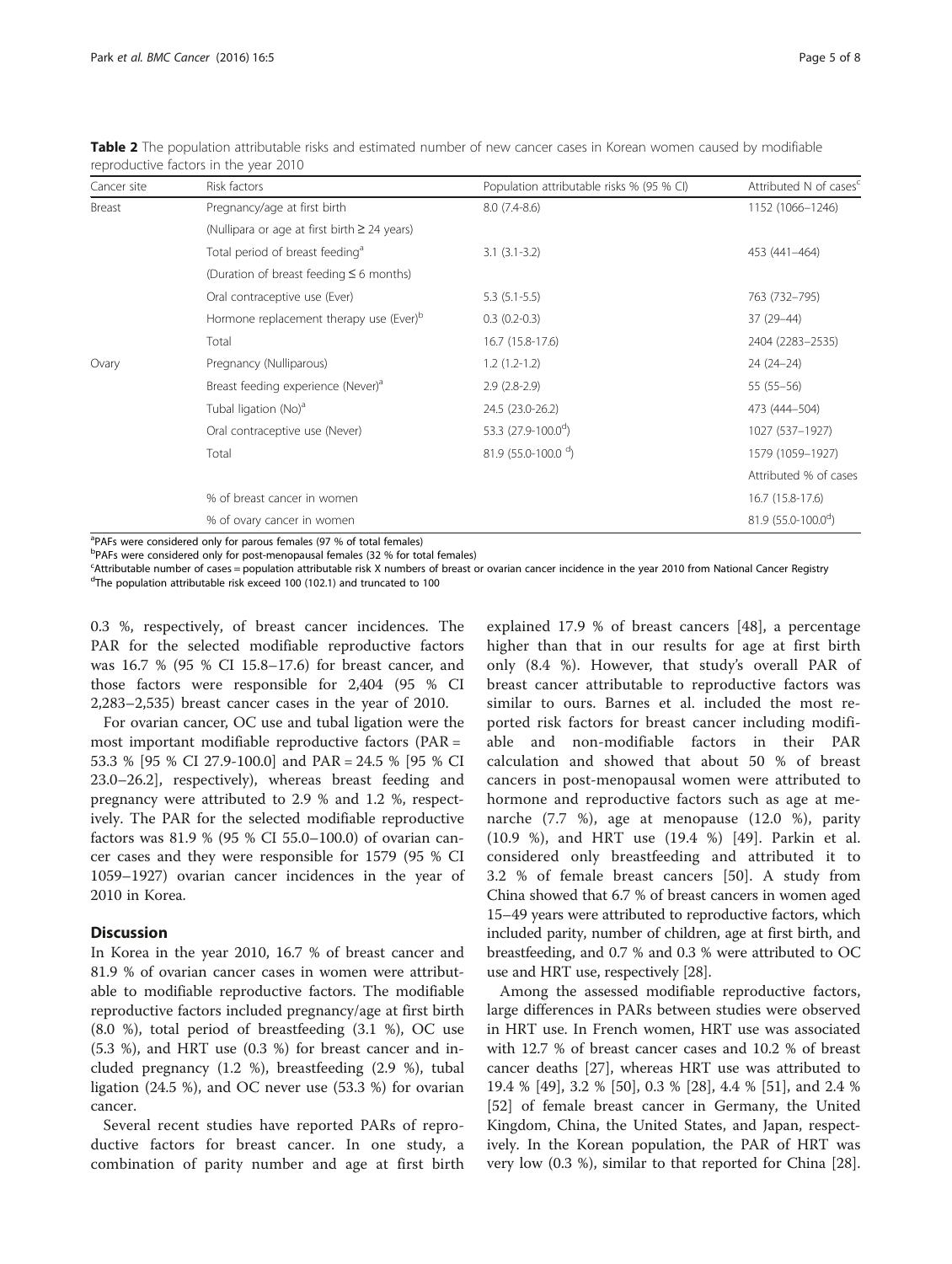**Table 2** The population attributable risks and estimated number of new cancer cases in Korean women caused by modifiable reproductive factors in the year 2010

| Cancer site | Risk factors | Population attributable risks % (95 % CI) | Attributed N of cases[c] |
|---|---|---|---|
| Breast | Pregnancy/age at first birth | 8.0 (7.4-8.6) | 1152 (1066–1246) |
| | (Nullipara or age at first birth ≥ 24 years) | | |
| | Total period of breast feeding[a] | 3.1 (3.1-3.2) | 453 (441–464) |
| | (Duration of breast feeding ≤ 6 months) | | |
| | Oral contraceptive use (Ever) | 5.3 (5.1-5.5) | 763 (732–795) |
| | Hormone replacement therapy use (Ever)[b] | 0.3 (0.2-0.3) | 37 (29–44) |
| | Total | 16.7 (15.8-17.6) | 2404 (2283–2535) |
| Ovary | Pregnancy (Nulliparous) | 1.2 (1.2-1.2) | 24 (24–24) |
| | Breast feeding experience (Never)[a] | 2.9 (2.8-2.9) | 55 (55–56) |
| | Tubal ligation (No)[a] | 24.5 (23.0-26.2) | 473 (444–504) |
| | Oral contraceptive use (Never) | 53.3 (27.9-100.0[d]) | 1027 (537–1927) |
| | Total | 81.9 (55.0-100.0 [d]) | 1579 (1059–1927) |
| | | | Attributed % of cases |
| | % of breast cancer in women | | 16.7 (15.8-17.6) |
| | % of ovary cancer in women | | 81.9 (55.0-100.0[d]) |

[a]PAFs were considered only for parous females (97 % of total females)
[b]PAFs were considered only for post-menopausal females (32 % for total females)
[c]Attributable number of cases = population attributable risk X numbers of breast or ovarian cancer incidence in the year 2010 from National Cancer Registry
[d]The population attributable risk exceed 100 (102.1) and truncated to 100

0.3 %, respectively, of breast cancer incidences. The PAR for the selected modifiable reproductive factors was 16.7 % (95 % CI 15.8–17.6) for breast cancer, and those factors were responsible for 2,404 (95 % CI 2,283–2,535) breast cancer cases in the year of 2010.

For ovarian cancer, OC use and tubal ligation were the most important modifiable reproductive factors (PAR = 53.3 % [95 % CI 27.9-100.0] and PAR = 24.5 % [95 % CI 23.0–26.2], respectively), whereas breast feeding and pregnancy were attributed to 2.9 % and 1.2 %, respectively. The PAR for the selected modifiable reproductive factors was 81.9 % (95 % CI 55.0–100.0) of ovarian cancer cases and they were responsible for 1579 (95 % CI 1059–1927) ovarian cancer incidences in the year of 2010 in Korea.

## Discussion

In Korea in the year 2010, 16.7 % of breast cancer and 81.9 % of ovarian cancer cases in women were attributable to modifiable reproductive factors. The modifiable reproductive factors included pregnancy/age at first birth (8.0 %), total period of breastfeeding (3.1 %), OC use (5.3 %), and HRT use (0.3 %) for breast cancer and included pregnancy (1.2 %), breastfeeding (2.9 %), tubal ligation (24.5 %), and OC never use (53.3 %) for ovarian cancer.

Several recent studies have reported PARs of reproductive factors for breast cancer. In one study, a combination of parity number and age at first birth explained 17.9 % of breast cancers [48], a percentage higher than that in our results for age at first birth only (8.4 %). However, that study's overall PAR of breast cancer attributable to reproductive factors was similar to ours. Barnes et al. included the most reported risk factors for breast cancer including modifiable and non-modifiable factors in their PAR calculation and showed that about 50 % of breast cancers in post-menopausal women were attributed to hormone and reproductive factors such as age at menarche (7.7 %), age at menopause (12.0 %), parity (10.9 %), and HRT use (19.4 %) [49]. Parkin et al. considered only breastfeeding and attributed it to 3.2 % of female breast cancers [50]. A study from China showed that 6.7 % of breast cancers in women aged 15–49 years were attributed to reproductive factors, which included parity, number of children, age at first birth, and breastfeeding, and 0.7 % and 0.3 % were attributed to OC use and HRT use, respectively [28].

Among the assessed modifiable reproductive factors, large differences in PARs between studies were observed in HRT use. In French women, HRT use was associated with 12.7 % of breast cancer cases and 10.2 % of breast cancer deaths [27], whereas HRT use was attributed to 19.4 % [49], 3.2 % [50], 0.3 % [28], 4.4 % [51], and 2.4 % [52] of female breast cancer in Germany, the United Kingdom, China, the United States, and Japan, respectively. In the Korean population, the PAR of HRT was very low (0.3 %), similar to that reported for China [28].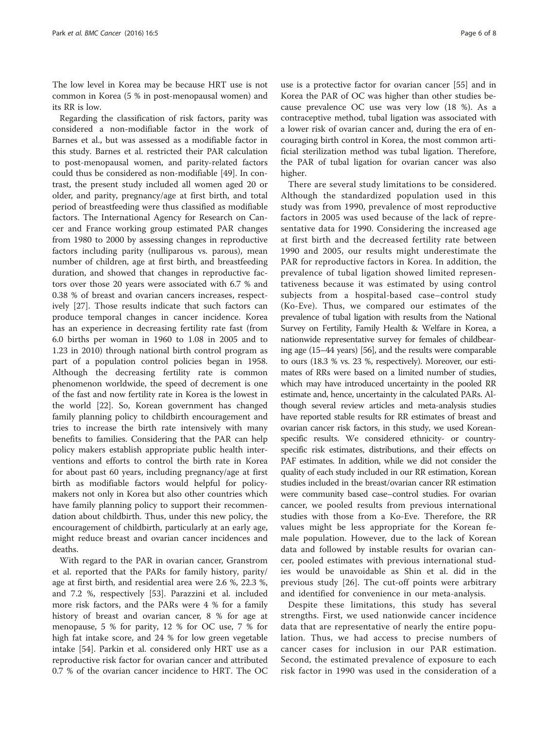The low level in Korea may be because HRT use is not common in Korea (5 % in post-menopausal women) and its RR is low.

Regarding the classification of risk factors, parity was considered a non-modifiable factor in the work of Barnes et al., but was assessed as a modifiable factor in this study. Barnes et al. restricted their PAR calculation to post-menopausal women, and parity-related factors could thus be considered as non-modifiable [49]. In contrast, the present study included all women aged 20 or older, and parity, pregnancy/age at first birth, and total period of breastfeeding were thus classified as modifiable factors. The International Agency for Research on Cancer and France working group estimated PAR changes from 1980 to 2000 by assessing changes in reproductive factors including parity (nulliparous vs. parous), mean number of children, age at first birth, and breastfeeding duration, and showed that changes in reproductive factors over those 20 years were associated with 6.7 % and 0.38 % of breast and ovarian cancers increases, respectively [27]. Those results indicate that such factors can produce temporal changes in cancer incidence. Korea has an experience in decreasing fertility rate fast (from 6.0 births per woman in 1960 to 1.08 in 2005 and to 1.23 in 2010) through national birth control program as part of a population control policies began in 1958. Although the decreasing fertility rate is common phenomenon worldwide, the speed of decrement is one of the fast and now fertility rate in Korea is the lowest in the world [22]. So, Korean government has changed family planning policy to childbirth encouragement and tries to increase the birth rate intensively with many benefits to families. Considering that the PAR can help policy makers establish appropriate public health interventions and efforts to control the birth rate in Korea for about past 60 years, including pregnancy/age at first birth as modifiable factors would helpful for policy-makers not only in Korea but also other countries which have family planning policy to support their recommendation about childbirth. Thus, under this new policy, the encouragement of childbirth, particularly at an early age, might reduce breast and ovarian cancer incidences and deaths.

With regard to the PAR in ovarian cancer, Granstrom et al. reported that the PARs for family history, parity/age at first birth, and residential area were 2.6 %, 22.3 %, and 7.2 %, respectively [53]. Parazzini et al. included more risk factors, and the PARs were 4 % for a family history of breast and ovarian cancer, 8 % for age at menopause, 5 % for parity, 12 % for OC use, 7 % for high fat intake score, and 24 % for low green vegetable intake [54]. Parkin et al. considered only HRT use as a reproductive risk factor for ovarian cancer and attributed 0.7 % of the ovarian cancer incidence to HRT. The OC use is a protective factor for ovarian cancer [55] and in Korea the PAR of OC was higher than other studies because prevalence OC use was very low (18 %). As a contraceptive method, tubal ligation was associated with a lower risk of ovarian cancer and, during the era of encouraging birth control in Korea, the most common artificial sterilization method was tubal ligation. Therefore, the PAR of tubal ligation for ovarian cancer was also higher.

There are several study limitations to be considered. Although the standardized population used in this study was from 1990, prevalence of most reproductive factors in 2005 was used because of the lack of representative data for 1990. Considering the increased age at first birth and the decreased fertility rate between 1990 and 2005, our results might underestimate the PAR for reproductive factors in Korea. In addition, the prevalence of tubal ligation showed limited representativeness because it was estimated by using control subjects from a hospital-based case–control study (Ko-Eve). Thus, we compared our estimates of the prevalence of tubal ligation with results from the National Survey on Fertility, Family Health & Welfare in Korea, a nationwide representative survey for females of childbearing age (15–44 years) [56], and the results were comparable to ours (18.3 % vs. 23 %, respectively). Moreover, our estimates of RRs were based on a limited number of studies, which may have introduced uncertainty in the pooled RR estimate and, hence, uncertainty in the calculated PARs. Although several review articles and meta-analysis studies have reported stable results for RR estimates of breast and ovarian cancer risk factors, in this study, we used Korean-specific results. We considered ethnicity- or country-specific risk estimates, distributions, and their effects on PAF estimates. In addition, while we did not consider the quality of each study included in our RR estimation, Korean studies included in the breast/ovarian cancer RR estimation were community based case–control studies. For ovarian cancer, we pooled results from previous international studies with those from a Ko-Eve. Therefore, the RR values might be less appropriate for the Korean female population. However, due to the lack of Korean data and followed by instable results for ovarian cancer, pooled estimates with previous international studies would be unavoidable as Shin et al. did in the previous study [26]. The cut-off points were arbitrary and identified for convenience in our meta-analysis.

Despite these limitations, this study has several strengths. First, we used nationwide cancer incidence data that are representative of nearly the entire population. Thus, we had access to precise numbers of cancer cases for inclusion in our PAR estimation. Second, the estimated prevalence of exposure to each risk factor in 1990 was used in the consideration of a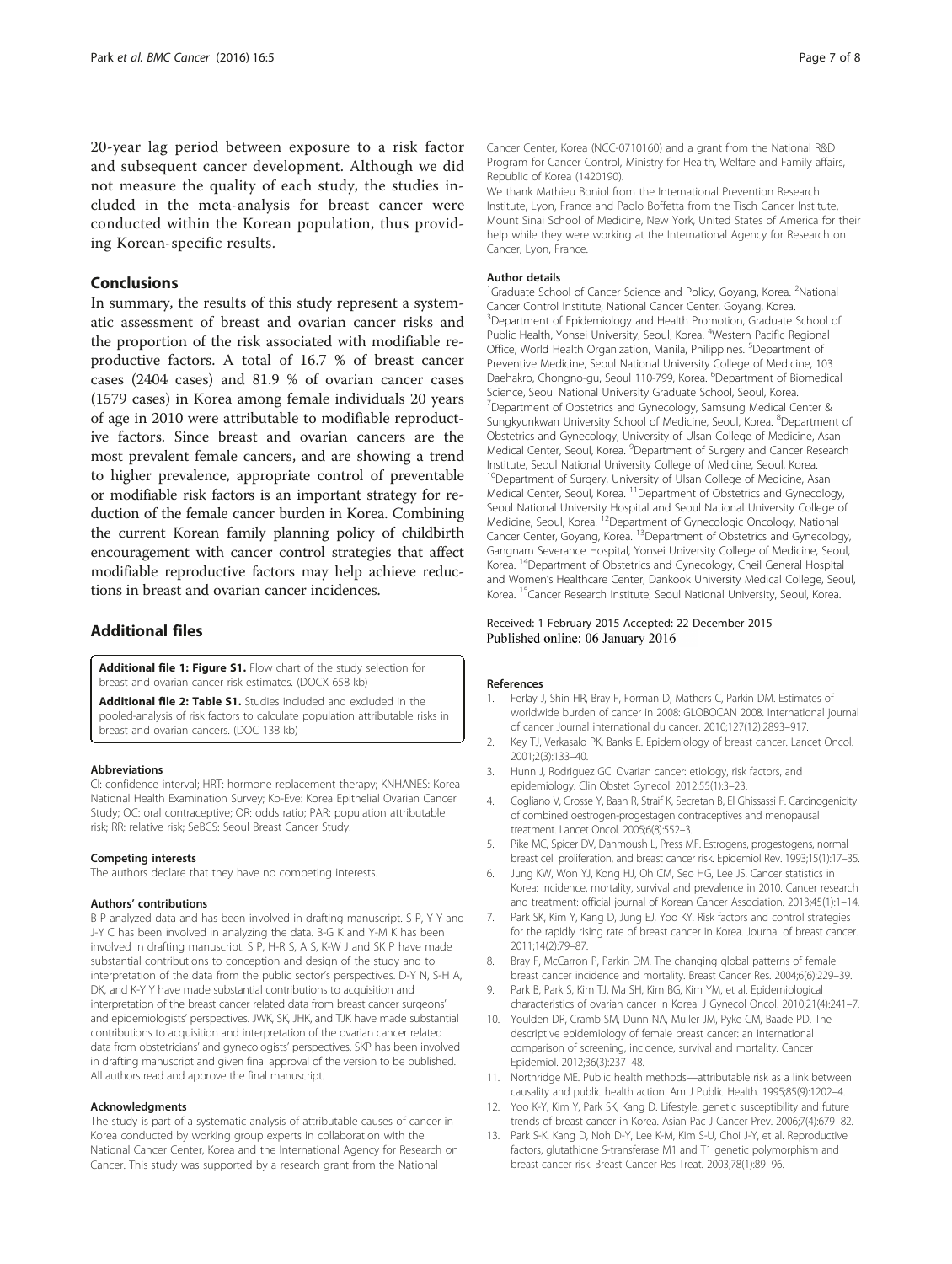20-year lag period between exposure to a risk factor and subsequent cancer development. Although we did not measure the quality of each study, the studies included in the meta-analysis for breast cancer were conducted within the Korean population, thus providing Korean-specific results.

## Conclusions

In summary, the results of this study represent a systematic assessment of breast and ovarian cancer risks and the proportion of the risk associated with modifiable reproductive factors. A total of 16.7 % of breast cancer cases (2404 cases) and 81.9 % of ovarian cancer cases (1579 cases) in Korea among female individuals 20 years of age in 2010 were attributable to modifiable reproductive factors. Since breast and ovarian cancers are the most prevalent female cancers, and are showing a trend to higher prevalence, appropriate control of preventable or modifiable risk factors is an important strategy for reduction of the female cancer burden in Korea. Combining the current Korean family planning policy of childbirth encouragement with cancer control strategies that affect modifiable reproductive factors may help achieve reductions in breast and ovarian cancer incidences.

## Additional files

**Additional file 1: Figure S1.** Flow chart of the study selection for breast and ovarian cancer risk estimates. (DOCX 658 kb)

**Additional file 2: Table S1.** Studies included and excluded in the pooled-analysis of risk factors to calculate population attributable risks in breast and ovarian cancers. (DOC 138 kb)

#### Abbreviations

CI: confidence interval; HRT: hormone replacement therapy; KNHANES: Korea National Health Examination Survey; Ko-Eve: Korea Epithelial Ovarian Cancer Study; OC: oral contraceptive; OR: odds ratio; PAR: population attributable risk; RR: relative risk; SeBCS: Seoul Breast Cancer Study.

#### Competing interests

The authors declare that they have no competing interests.

#### Authors' contributions

B P analyzed data and has been involved in drafting manuscript. S P, Y Y and J-Y C has been involved in analyzing the data. B-G K and Y-M K has been involved in drafting manuscript. S P, H-R S, A S, K-W J and SK P have made substantial contributions to conception and design of the study and to interpretation of the data from the public sector's perspectives. D-Y N, S-H A, DK, and K-Y Y have made substantial contributions to acquisition and interpretation of the breast cancer related data from breast cancer surgeons' and epidemiologists' perspectives. JWK, SK, JHK, and TJK have made substantial contributions to acquisition and interpretation of the ovarian cancer related data from obstetricians' and gynecologists' perspectives. SKP has been involved in drafting manuscript and given final approval of the version to be published. All authors read and approve the final manuscript.

#### Acknowledgments

The study is part of a systematic analysis of attributable causes of cancer in Korea conducted by working group experts in collaboration with the National Cancer Center, Korea and the International Agency for Research on Cancer. This study was supported by a research grant from the National Cancer Center, Korea (NCC-0710160) and a grant from the National R&D Program for Cancer Control, Ministry for Health, Welfare and Family affairs, Republic of Korea (1420190).

We thank Mathieu Boniol from the International Prevention Research Institute, Lyon, France and Paolo Boffetta from the Tisch Cancer Institute, Mount Sinai School of Medicine, New York, United States of America for their help while they were working at the International Agency for Research on Cancer, Lyon, France.

#### Author details

[1]Graduate School of Cancer Science and Policy, Goyang, Korea. [2]National Cancer Control Institute, National Cancer Center, Goyang, Korea. [3]Department of Epidemiology and Health Promotion, Graduate School of Public Health, Yonsei University, Seoul, Korea. [4]Western Pacific Regional Office, World Health Organization, Manila, Philippines. [5]Department of Preventive Medicine, Seoul National University College of Medicine, 103 Daehakro, Chongno-gu, Seoul 110-799, Korea. [6]Department of Biomedical Science, Seoul National University Graduate School, Seoul, Korea. [7]Department of Obstetrics and Gynecology, Samsung Medical Center & Sungkyunkwan University School of Medicine, Seoul, Korea. [8]Department of Obstetrics and Gynecology, University of Ulsan College of Medicine, Asan Medical Center, Seoul, Korea. [9]Department of Surgery and Cancer Research Institute, Seoul National University College of Medicine, Seoul, Korea. [10]Department of Surgery, University of Ulsan College of Medicine, Asan Medical Center, Seoul, Korea. [11]Department of Obstetrics and Gynecology, Seoul National University Hospital and Seoul National University College of Medicine, Seoul, Korea. [12]Department of Gynecologic Oncology, National Cancer Center, Goyang, Korea. [13]Department of Obstetrics and Gynecology, Gangnam Severance Hospital, Yonsei University College of Medicine, Seoul, Korea. [14]Department of Obstetrics and Gynecology, Cheil General Hospital and Women's Healthcare Center, Dankook University Medical College, Seoul, Korea. [15]Cancer Research Institute, Seoul National University, Seoul, Korea.

Received: 1 February 2015 Accepted: 22 December 2015
Published online: 06 January 2016

#### References

1. Ferlay J, Shin HR, Bray F, Forman D, Mathers C, Parkin DM. Estimates of worldwide burden of cancer in 2008: GLOBOCAN 2008. International journal of cancer Journal international du cancer. 2010;127(12):2893–917.
2. Key TJ, Verkasalo PK, Banks E. Epidemiology of breast cancer. Lancet Oncol. 2001;2(3):133–40.
3. Hunn J, Rodriguez GC. Ovarian cancer: etiology, risk factors, and epidemiology. Clin Obstet Gynecol. 2012;55(1):3–23.
4. Cogliano V, Grosse Y, Baan R, Straif K, Secretan B, El Ghissassi F. Carcinogenicity of combined oestrogen-progestagen contraceptives and menopausal treatment. Lancet Oncol. 2005;6(8):552–3.
5. Pike MC, Spicer DV, Dahmoush L, Press MF. Estrogens, progestogens, normal breast cell proliferation, and breast cancer risk. Epidemiol Rev. 1993;15(1):17–35.
6. Jung KW, Won YJ, Kong HJ, Oh CM, Seo HG, Lee JS. Cancer statistics in Korea: incidence, mortality, survival and prevalence in 2010. Cancer research and treatment: official journal of Korean Cancer Association. 2013;45(1):1–14.
7. Park SK, Kim Y, Kang D, Jung EJ, Yoo KY. Risk factors and control strategies for the rapidly rising rate of breast cancer in Korea. Journal of breast cancer. 2011;14(2):79–87.
8. Bray F, McCarron P, Parkin DM. The changing global patterns of female breast cancer incidence and mortality. Breast Cancer Res. 2004;6(6):229–39.
9. Park B, Park S, Kim TJ, Ma SH, Kim BG, Kim YM, et al. Epidemiological characteristics of ovarian cancer in Korea. J Gynecol Oncol. 2010;21(4):241–7.
10. Youlden DR, Cramb SM, Dunn NA, Muller JM, Pyke CM, Baade PD. The descriptive epidemiology of female breast cancer: an international comparison of screening, incidence, survival and mortality. Cancer Epidemiol. 2012;36(3):237–48.
11. Northridge ME. Public health methods—attributable risk as a link between causality and public health action. Am J Public Health. 1995;85(9):1202–4.
12. Yoo K-Y, Kim Y, Park SK, Kang D. Lifestyle, genetic susceptibility and future trends of breast cancer in Korea. Asian Pac J Cancer Prev. 2006;7(4):679–82.
13. Park S-K, Kang D, Noh D-Y, Lee K-M, Kim S-U, Choi J-Y, et al. Reproductive factors, glutathione S-transferase M1 and T1 genetic polymorphism and breast cancer risk. Breast Cancer Res Treat. 2003;78(1):89–96.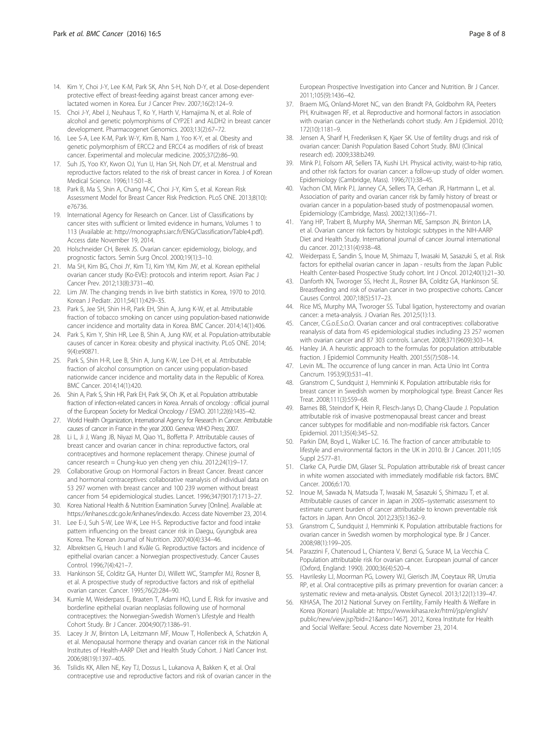14. Kim Y, Choi J-Y, Lee K-M, Park SK, Ahn S-H, Noh D-Y, et al. Dose-dependent protective effect of breast-feeding against breast cancer among ever-lactated women in Korea. Eur J Cancer Prev. 2007;16(2):124–9.
15. Choi J-Y, Abel J, Neuhaus T, Ko Y, Harth V, Hamajima N, et al. Role of alcohol and genetic polymorphisms of CYP2E1 and ALDH2 in breast cancer development. Pharmacogenet Genomics. 2003;13(2):67–72.
16. Lee S-A, Lee K-M, Park W-Y, Kim B, Nam J, Yoo K-Y, et al. Obesity and genetic polymorphism of ERCC2 and ERCC4 as modifiers of risk of breast cancer. Experimental and molecular medicine. 2005;37(2):86–90.
17. Suh JS, Yoo KY, Kwon OJ, Yun IJ, Han SH, Noh DY, et al. Menstrual and reproductive factors related to the risk of breast cancer in Korea. J of Korean Medical Science. 1996;11:501–8.
18. Park B, Ma S, Shin A, Chang M-C, Choi J-Y, Kim S, et al. Korean Risk Assessment Model for Breast Cancer Risk Prediction. PLoS ONE. 2013;8(10): e76736.
19. International Agency for Research on Cancer. List of Classifications by cancer sites with sufficient or limited evidence in humans, Volumes 1 to 113 (Available at: http://monographs.iarc.fr/ENG/Classification/Table4.pdf). Access date November 19, 2014.
20. Holschneider CH, Berek JS. Ovarian cancer: epidemiology, biology, and prognostic factors. Semin Surg Oncol. 2000;19(1):3–10.
21. Ma SH, Kim BG, Choi JY, Kim TJ, Kim YM, Kim JW, et al. Korean epithelial ovarian cancer study (Ko-EVE): protocols and interim report. Asian Pac J Cancer Prev. 2012;13(8):3731–40.
22. Lim JW. The changing trends in live birth statistics in Korea, 1970 to 2010. Korean J Pediatr. 2011;54(11):429–35.
23. Park S, Jee SH, Shin H-R, Park EH, Shin A, Jung K-W, et al. Attributable fraction of tobacco smoking on cancer using population-based nationwide cancer incidence and mortality data in Korea. BMC Cancer. 2014;14(1):406.
24. Park S, Kim Y, Shin HR, Lee B, Shin A, Jung KW, et al. Population-attributable causes of cancer in Korea: obesity and physical inactivity. PLoS ONE. 2014; 9(4):e90871.
25. Park S, Shin H-R, Lee B, Shin A, Jung K-W, Lee D-H, et al. Attributable fraction of alcohol consumption on cancer using population-based nationwide cancer incidence and mortality data in the Republic of Korea. BMC Cancer. 2014;14(1):420.
26. Shin A, Park S, Shin HR, Park EH, Park SK, Oh JK, et al. Population attributable fraction of infection-related cancers in Korea. Annals of oncology : official journal of the European Society for Medical Oncology / ESMO. 2011;22(6):1435–42.
27. World Health Organization, International Agency for Research in Cancer. Attributable causes of cancer in France in the year 2000. Geneva: WHO Press; 2007.
28. Li L, Ji J, Wang JB, Niyazi M, Qiao YL, Boffetta P. Attributable causes of breast cancer and ovarian cancer in china: reproductive factors, oral contraceptives and hormone replacement therapy. Chinese journal of cancer research = Chung-kuo yen cheng yen chiu. 2012;24(1):9–17.
29. Collaborative Group on Hormonal Factors in Breast Cancer. Breast cancer and hormonal contraceptives: collaborative reanalysis of individual data on 53 297 women with breast cancer and 100 239 women without breast cancer from 54 epidemiological studies. Lancet. 1996;347(9017):1713–27.
30. Korea National Health & Nutrition Examination Survey [Online]. Available at: https://knhanes.cdc.go.kr/knhanes/index.do. Access date November 23, 2014.
31. Lee E-J, Suh S-W, Lee W-K, Lee H-S. Reproductive factor and food intake pattern influencing on the breast cancer risk in Daegu, Gyungbuk area Korea. The Korean Journal of Nutrition. 2007;40(4):334–46.
32. Albrektsen G, Heuch I and Kvåle G. Reproductive factors and incidence of epithelial ovarian cancer: a Norwegian prospectivestudy. Cancer Causes Control. 1996;7(4):421–7.
33. Hankinson SE, Colditz GA, Hunter DJ, Willett WC, Stampfer MJ, Rosner B, et al. A prospective study of reproductive factors and risk of epithelial ovarian cancer. Cancer. 1995;76(2):284–90.
34. Kumle M, Weiderpass E, Braaten T, Adami HO, Lund E. Risk for invasive and borderline epithelial ovarian neoplasias following use of hormonal contraceptives: the Norwegian-Swedish Women's Lifestyle and Health Cohort Study. Br J Cancer. 2004;90(7):1386–91.
35. Lacey Jr JV, Brinton LA, Leitzmann MF, Mouw T, Hollenbeck A, Schatzkin A, et al. Menopausal hormone therapy and ovarian cancer risk in the National Institutes of Health-AARP Diet and Health Study Cohort. J Natl Cancer Inst. 2006;98(19):1397–405.
36. Tsilidis KK, Allen NE, Key TJ, Dossus L, Lukanova A, Bakken K, et al. Oral contraceptive use and reproductive factors and risk of ovarian cancer in the European Prospective Investigation into Cancer and Nutrition. Br J Cancer. 2011;105(9):1436–42.
37. Braem MG, Onland-Moret NC, van den Brandt PA, Goldbohm RA, Peeters PH, Kruitwagen RF, et al. Reproductive and hormonal factors in association with ovarian cancer in the Netherlands cohort study. Am J Epidemiol. 2010; 172(10):1181–9.
38. Jensen A, Sharif H, Frederiksen K, Kjaer SK. Use of fertility drugs and risk of ovarian cancer: Danish Population Based Cohort Study. BMJ (Clinical research ed). 2009;338:b249.
39. Mink PJ, Folsom AR, Sellers TA, Kushi LH. Physical activity, waist-to-hip ratio, and other risk factors for ovarian cancer: a follow-up study of older women. Epidemiology (Cambridge, Mass). 1996;7(1):38–45.
40. Vachon CM, Mink PJ, Janney CA, Sellers TA, Cerhan JR, Hartmann L, et al. Association of parity and ovarian cancer risk by family history of breast or ovarian cancer in a population-based study of postmenopausal women. Epidemiology (Cambridge, Mass). 2002;13(1):66–71.
41. Yang HP, Trabert B, Murphy MA, Sherman ME, Sampson JN, Brinton LA, et al. Ovarian cancer risk factors by histologic subtypes in the NIH-AARP Diet and Health Study. International journal of cancer Journal international du cancer. 2012;131(4):938–48.
42. Weiderpass E, Sandin S, Inoue M, Shimazu T, Iwasaki M, Sasazuki S, et al. Risk factors for epithelial ovarian cancer in Japan - results from the Japan Public Health Center-based Prospective Study cohort. Int J Oncol. 2012;40(1):21–30.
43. Danforth KN, Tworoger SS, Hecht JL, Rosner BA, Colditz GA, Hankinson SE. Breastfeeding and risk of ovarian cancer in two prospective cohorts. Cancer Causes Control. 2007;18(5):517–23.
44. Rice MS, Murphy MA, Tworoger SS. Tubal ligation, hysterectomy and ovarian cancer: a meta-analysis. J Ovarian Res. 2012;5(1):13.
45. Cancer, C.G.o.E.S.o.O. Ovarian cancer and oral contraceptives: collaborative reanalysis of data from 45 epidemiological studies including 23 257 women with ovarian cancer and 87 303 controls. Lancet. 2008;371(9609):303–14.
46. Hanley JA. A heuristic approach to the formulas for population attributable fraction. J Epidemiol Community Health. 2001;55(7):508–14.
47. Levin ML. The occurrence of lung cancer in man. Acta Unio Int Contra Cancrum. 1953;9(3):531–41.
48. Granstrom C, Sundquist J, Hemminki K. Population attributable risks for breast cancer in Swedish women by morphological type. Breast Cancer Res Treat. 2008;111(3):559–68.
49. Barnes BB, Steindorf K, Hein R, Flesch-Janys D, Chang-Claude J. Population attributable risk of invasive postmenopausal breast cancer and breast cancer subtypes for modifiable and non-modifiable risk factors. Cancer Epidemiol. 2011;35(4):345–52.
50. Parkin DM, Boyd L, Walker LC. 16. The fraction of cancer attributable to lifestyle and environmental factors in the UK in 2010. Br J Cancer. 2011;105 Suppl 2:S77–81.
51. Clarke CA, Purdie DM, Glaser SL. Population attributable risk of breast cancer in white women associated with immediately modifiable risk factors. BMC Cancer. 2006;6:170.
52. Inoue M, Sawada N, Matsuda T, Iwasaki M, Sasazuki S, Shimazu T, et al. Attributable causes of cancer in Japan in 2005–systematic assessment to estimate current burden of cancer attributable to known preventable risk factors in Japan. Ann Oncol. 2012;23(5):1362–9.
53. Granstrom C, Sundquist J, Hemminki K. Population attributable fractions for ovarian cancer in Swedish women by morphological type. Br J Cancer. 2008;98(1):199–205.
54. Parazzini F, Chatenoud L, Chiantera V, Benzi G, Surace M, La Vecchia C. Population attributable risk for ovarian cancer. European journal of cancer (Oxford, England: 1990). 2000;36(4):520–4.
55. Havrilesky LJ, Moorman PG, Lowery WJ, Gierisch JM, Coeytaux RR, Urrutia RP, et al. Oral contraceptive pills as primary prevention for ovarian cancer: a systematic review and meta-analysis. Obstet Gynecol. 2013;122(1):139–47.
56. KIHASA, The 2012 National Survey on Fertility, Family Health & Welfare in Korea (Korean) [Avaliable at: https://www.kihasa.re.kr/html/jsp/english/public/new/view.jsp?bid=21&ano=1467]. 2012, Korea Institute for Health and Social Welfare: Seoul. Access date November 23, 2014.